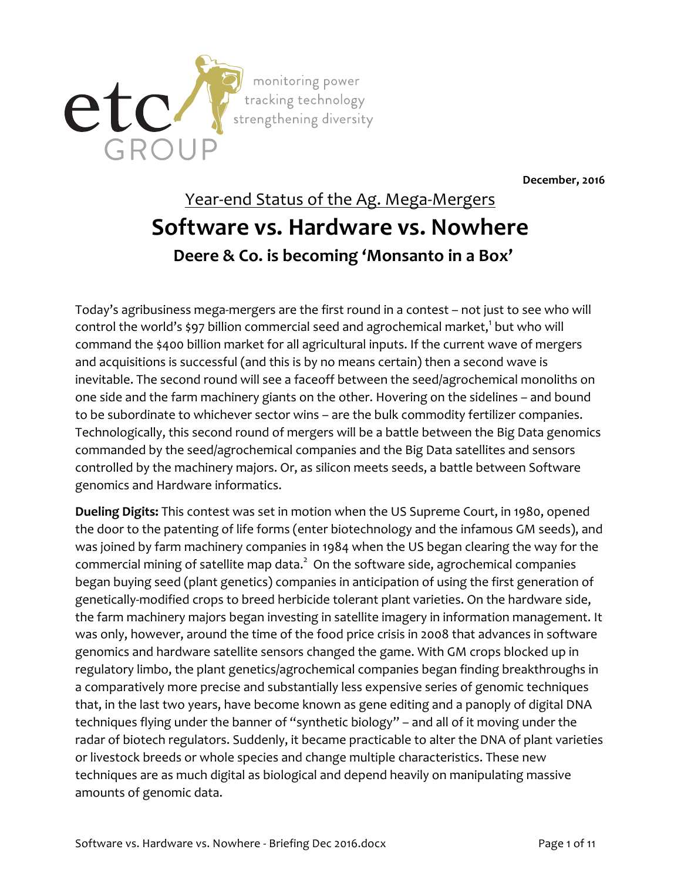etc GROUP

monitoring power
tracking technology
strengthening diversity

**December, 2016**

## Year-end Status of the Ag. Mega-Mergers

# Software vs. Hardware vs. Nowhere

### Deere & Co. is becoming 'Monsanto in a Box'

Today's agribusiness mega-mergers are the first round in a contest – not just to see who will control the world's $97 billion commercial seed and agrochemical market,[1] but who will command the $400 billion market for all agricultural inputs. If the current wave of mergers and acquisitions is successful (and this is by no means certain) then a second wave is inevitable. The second round will see a faceoff between the seed/agrochemical monoliths on one side and the farm machinery giants on the other. Hovering on the sidelines – and bound to be subordinate to whichever sector wins – are the bulk commodity fertilizer companies. Technologically, this second round of mergers will be a battle between the Big Data genomics commanded by the seed/agrochemical companies and the Big Data satellites and sensors controlled by the machinery majors. Or, as silicon meets seeds, a battle between Software genomics and Hardware informatics.

**Dueling Digits:** This contest was set in motion when the US Supreme Court, in 1980, opened the door to the patenting of life forms (enter biotechnology and the infamous GM seeds), and was joined by farm machinery companies in 1984 when the US began clearing the way for the commercial mining of satellite map data.[2] On the software side, agrochemical companies began buying seed (plant genetics) companies in anticipation of using the first generation of genetically-modified crops to breed herbicide tolerant plant varieties. On the hardware side, the farm machinery majors began investing in satellite imagery in information management. It was only, however, around the time of the food price crisis in 2008 that advances in software genomics and hardware satellite sensors changed the game. With GM crops blocked up in regulatory limbo, the plant genetics/agrochemical companies began finding breakthroughs in a comparatively more precise and substantially less expensive series of genomic techniques that, in the last two years, have become known as gene editing and a panoply of digital DNA techniques flying under the banner of "synthetic biology" – and all of it moving under the radar of biotech regulators. Suddenly, it became practicable to alter the DNA of plant varieties or livestock breeds or whole species and change multiple characteristics. These new techniques are as much digital as biological and depend heavily on manipulating massive amounts of genomic data.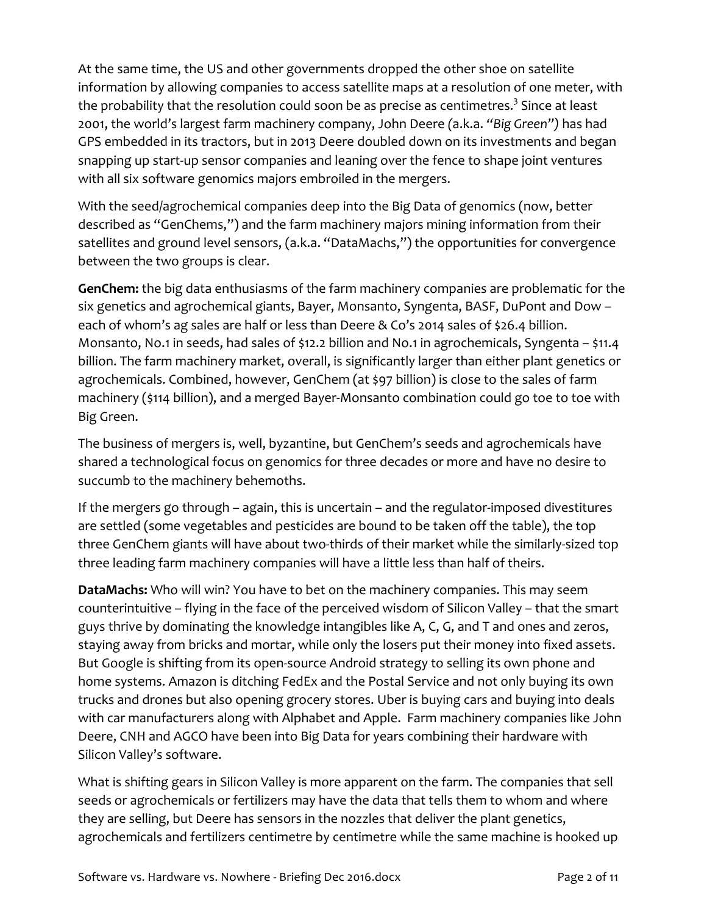At the same time, the US and other governments dropped the other shoe on satellite information by allowing companies to access satellite maps at a resolution of one meter, with the probability that the resolution could soon be as precise as centimetres.[3] Since at least 2001, the world's largest farm machinery company, John Deere (a.k.a. "*Big Green*") has had GPS embedded in its tractors, but in 2013 Deere doubled down on its investments and began snapping up start-up sensor companies and leaning over the fence to shape joint ventures with all six software genomics majors embroiled in the mergers.

With the seed/agrochemical companies deep into the Big Data of genomics (now, better described as "GenChems,") and the farm machinery majors mining information from their satellites and ground level sensors, (a.k.a. "DataMachs,") the opportunities for convergence between the two groups is clear.

**GenChem:** the big data enthusiasms of the farm machinery companies are problematic for the six genetics and agrochemical giants, Bayer, Monsanto, Syngenta, BASF, DuPont and Dow – each of whom's ag sales are half or less than Deere & Co's 2014 sales of $26.4 billion. Monsanto, No.1 in seeds, had sales of $12.2 billion and No.1 in agrochemicals, Syngenta – $11.4 billion. The farm machinery market, overall, is significantly larger than either plant genetics or agrochemicals. Combined, however, GenChem (at $97 billion) is close to the sales of farm machinery ($114 billion), and a merged Bayer-Monsanto combination could go toe to toe with Big Green.

The business of mergers is, well, byzantine, but GenChem's seeds and agrochemicals have shared a technological focus on genomics for three decades or more and have no desire to succumb to the machinery behemoths.

If the mergers go through – again, this is uncertain – and the regulator-imposed divestitures are settled (some vegetables and pesticides are bound to be taken off the table), the top three GenChem giants will have about two-thirds of their market while the similarly-sized top three leading farm machinery companies will have a little less than half of theirs.

**DataMachs:** Who will win? You have to bet on the machinery companies. This may seem counterintuitive – flying in the face of the perceived wisdom of Silicon Valley – that the smart guys thrive by dominating the knowledge intangibles like A, C, G, and T and ones and zeros, staying away from bricks and mortar, while only the losers put their money into fixed assets. But Google is shifting from its open-source Android strategy to selling its own phone and home systems. Amazon is ditching FedEx and the Postal Service and not only buying its own trucks and drones but also opening grocery stores. Uber is buying cars and buying into deals with car manufacturers along with Alphabet and Apple. Farm machinery companies like John Deere, CNH and AGCO have been into Big Data for years combining their hardware with Silicon Valley's software.

What is shifting gears in Silicon Valley is more apparent on the farm. The companies that sell seeds or agrochemicals or fertilizers may have the data that tells them to whom and where they are selling, but Deere has sensors in the nozzles that deliver the plant genetics, agrochemicals and fertilizers centimetre by centimetre while the same machine is hooked up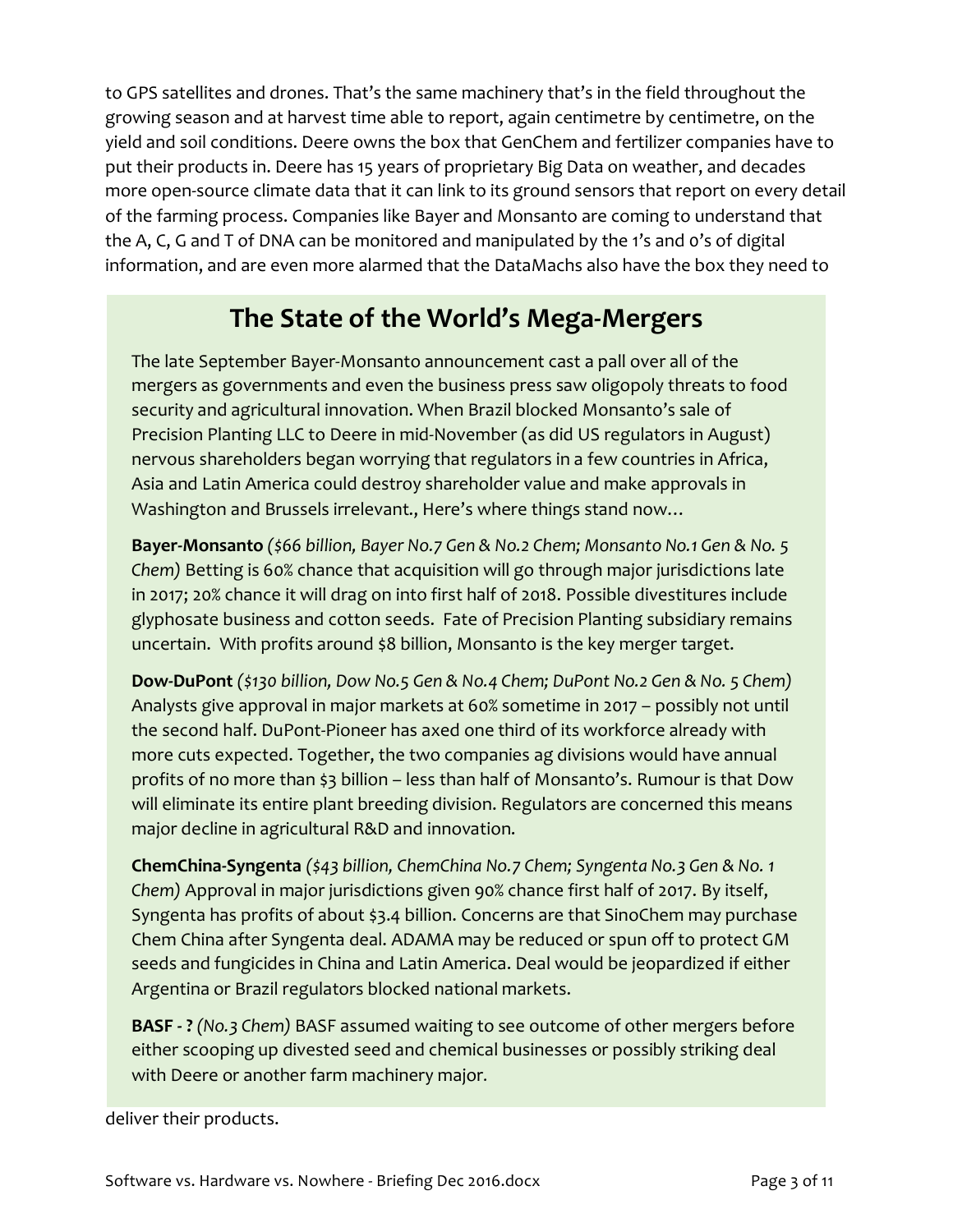to GPS satellites and drones. That's the same machinery that's in the field throughout the growing season and at harvest time able to report, again centimetre by centimetre, on the yield and soil conditions. Deere owns the box that GenChem and fertilizer companies have to put their products in. Deere has 15 years of proprietary Big Data on weather, and decades more open-source climate data that it can link to its ground sensors that report on every detail of the farming process. Companies like Bayer and Monsanto are coming to understand that the A, C, G and T of DNA can be monitored and manipulated by the 1's and 0's of digital information, and are even more alarmed that the DataMachs also have the box they need to deliver their products.

## The State of the World's Mega-Mergers

The late September Bayer-Monsanto announcement cast a pall over all of the mergers as governments and even the business press saw oligopoly threats to food security and agricultural innovation. When Brazil blocked Monsanto's sale of Precision Planting LLC to Deere in mid-November (as did US regulators in August) nervous shareholders began worrying that regulators in a few countries in Africa, Asia and Latin America could destroy shareholder value and make approvals in Washington and Brussels irrelevant., Here's where things stand now…

**Bayer-Monsanto** *($66 billion, Bayer No.7 Gen & No.2 Chem; Monsanto No.1 Gen & No. 5 Chem)* Betting is 60% chance that acquisition will go through major jurisdictions late in 2017; 20% chance it will drag on into first half of 2018. Possible divestitures include glyphosate business and cotton seeds. Fate of Precision Planting subsidiary remains uncertain. With profits around $8 billion, Monsanto is the key merger target.

**Dow-DuPont** *($130 billion, Dow No.5 Gen & No.4 Chem; DuPont No.2 Gen & No. 5 Chem)* Analysts give approval in major markets at 60% sometime in 2017 – possibly not until the second half. DuPont-Pioneer has axed one third of its workforce already with more cuts expected. Together, the two companies ag divisions would have annual profits of no more than $3 billion – less than half of Monsanto's. Rumour is that Dow will eliminate its entire plant breeding division. Regulators are concerned this means major decline in agricultural R&D and innovation.

**ChemChina-Syngenta** *($43 billion, ChemChina No.7 Chem; Syngenta No.3 Gen & No. 1 Chem)* Approval in major jurisdictions given 90% chance first half of 2017. By itself, Syngenta has profits of about $3.4 billion. Concerns are that SinoChem may purchase Chem China after Syngenta deal. ADAMA may be reduced or spun off to protect GM seeds and fungicides in China and Latin America. Deal would be jeopardized if either Argentina or Brazil regulators blocked national markets.

**BASF - ?** *(No.3 Chem)* BASF assumed waiting to see outcome of other mergers before either scooping up divested seed and chemical businesses or possibly striking deal with Deere or another farm machinery major.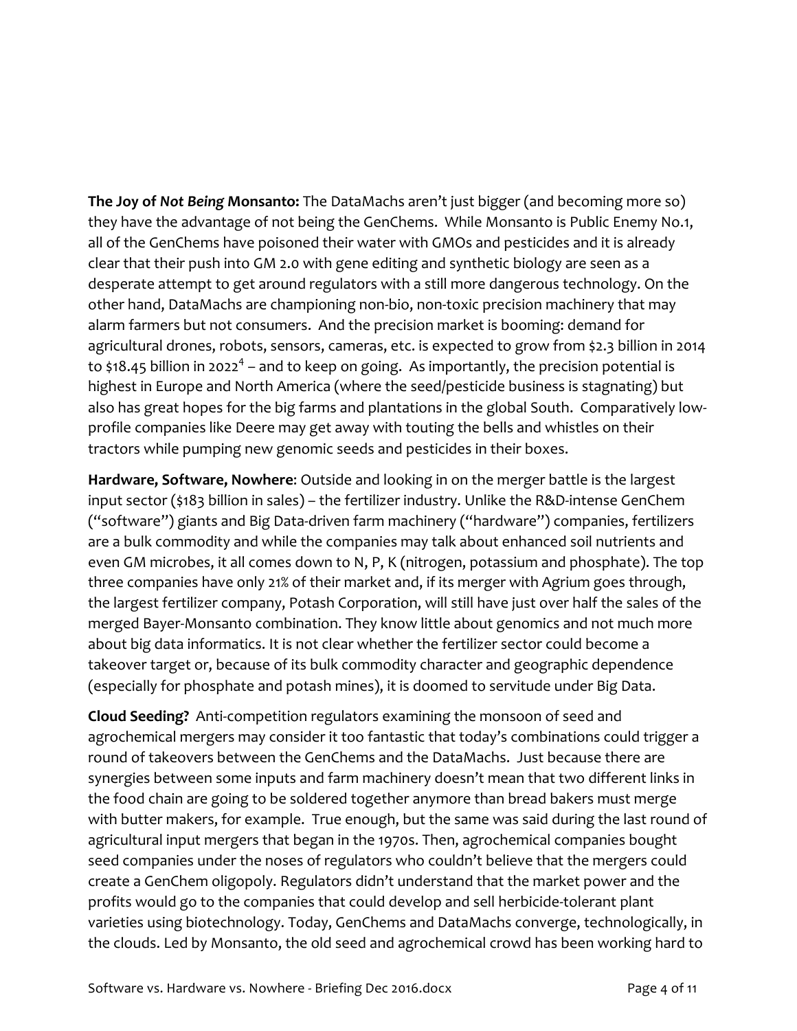**The Joy of *Not Being* Monsanto:** The DataMachs aren't just bigger (and becoming more so) they have the advantage of not being the GenChems. While Monsanto is Public Enemy No.1, all of the GenChems have poisoned their water with GMOs and pesticides and it is already clear that their push into GM 2.0 with gene editing and synthetic biology are seen as a desperate attempt to get around regulators with a still more dangerous technology. On the other hand, DataMachs are championing non-bio, non-toxic precision machinery that may alarm farmers but not consumers. And the precision market is booming: demand for agricultural drones, robots, sensors, cameras, etc. is expected to grow from $2.3 billion in 2014 to $18.45 billion in 2022[4] – and to keep on going. As importantly, the precision potential is highest in Europe and North America (where the seed/pesticide business is stagnating) but also has great hopes for the big farms and plantations in the global South. Comparatively low-profile companies like Deere may get away with touting the bells and whistles on their tractors while pumping new genomic seeds and pesticides in their boxes.

**Hardware, Software, Nowhere**: Outside and looking in on the merger battle is the largest input sector ($183 billion in sales) – the fertilizer industry. Unlike the R&D-intense GenChem ("software") giants and Big Data-driven farm machinery ("hardware") companies, fertilizers are a bulk commodity and while the companies may talk about enhanced soil nutrients and even GM microbes, it all comes down to N, P, K (nitrogen, potassium and phosphate). The top three companies have only 21% of their market and, if its merger with Agrium goes through, the largest fertilizer company, Potash Corporation, will still have just over half the sales of the merged Bayer-Monsanto combination. They know little about genomics and not much more about big data informatics. It is not clear whether the fertilizer sector could become a takeover target or, because of its bulk commodity character and geographic dependence (especially for phosphate and potash mines), it is doomed to servitude under Big Data.

**Cloud Seeding?** Anti-competition regulators examining the monsoon of seed and agrochemical mergers may consider it too fantastic that today's combinations could trigger a round of takeovers between the GenChems and the DataMachs. Just because there are synergies between some inputs and farm machinery doesn't mean that two different links in the food chain are going to be soldered together anymore than bread bakers must merge with butter makers, for example. True enough, but the same was said during the last round of agricultural input mergers that began in the 1970s. Then, agrochemical companies bought seed companies under the noses of regulators who couldn't believe that the mergers could create a GenChem oligopoly. Regulators didn't understand that the market power and the profits would go to the companies that could develop and sell herbicide-tolerant plant varieties using biotechnology. Today, GenChems and DataMachs converge, technologically, in the clouds. Led by Monsanto, the old seed and agrochemical crowd has been working hard to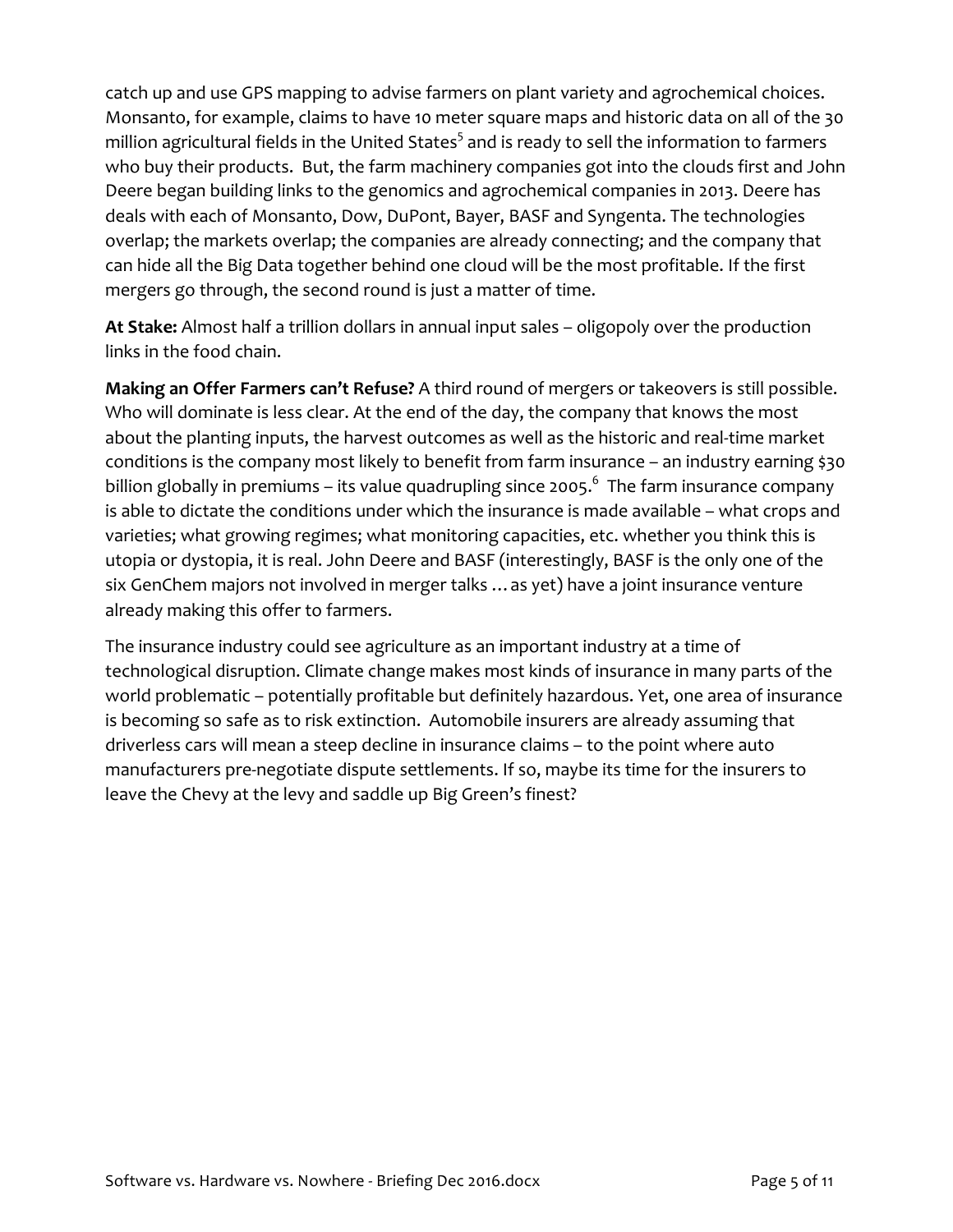catch up and use GPS mapping to advise farmers on plant variety and agrochemical choices. Monsanto, for example, claims to have 10 meter square maps and historic data on all of the 30 million agricultural fields in the United States[5] and is ready to sell the information to farmers who buy their products. But, the farm machinery companies got into the clouds first and John Deere began building links to the genomics and agrochemical companies in 2013. Deere has deals with each of Monsanto, Dow, DuPont, Bayer, BASF and Syngenta. The technologies overlap; the markets overlap; the companies are already connecting; and the company that can hide all the Big Data together behind one cloud will be the most profitable. If the first mergers go through, the second round is just a matter of time.

**At Stake:** Almost half a trillion dollars in annual input sales – oligopoly over the production links in the food chain.

**Making an Offer Farmers can't Refuse?** A third round of mergers or takeovers is still possible. Who will dominate is less clear. At the end of the day, the company that knows the most about the planting inputs, the harvest outcomes as well as the historic and real-time market conditions is the company most likely to benefit from farm insurance – an industry earning $30 billion globally in premiums – its value quadrupling since 2005.[6] The farm insurance company is able to dictate the conditions under which the insurance is made available – what crops and varieties; what growing regimes; what monitoring capacities, etc. whether you think this is utopia or dystopia, it is real. John Deere and BASF (interestingly, BASF is the only one of the six GenChem majors not involved in merger talks … as yet) have a joint insurance venture already making this offer to farmers.

The insurance industry could see agriculture as an important industry at a time of technological disruption. Climate change makes most kinds of insurance in many parts of the world problematic – potentially profitable but definitely hazardous. Yet, one area of insurance is becoming so safe as to risk extinction. Automobile insurers are already assuming that driverless cars will mean a steep decline in insurance claims – to the point where auto manufacturers pre-negotiate dispute settlements. If so, maybe its time for the insurers to leave the Chevy at the levy and saddle up Big Green's finest?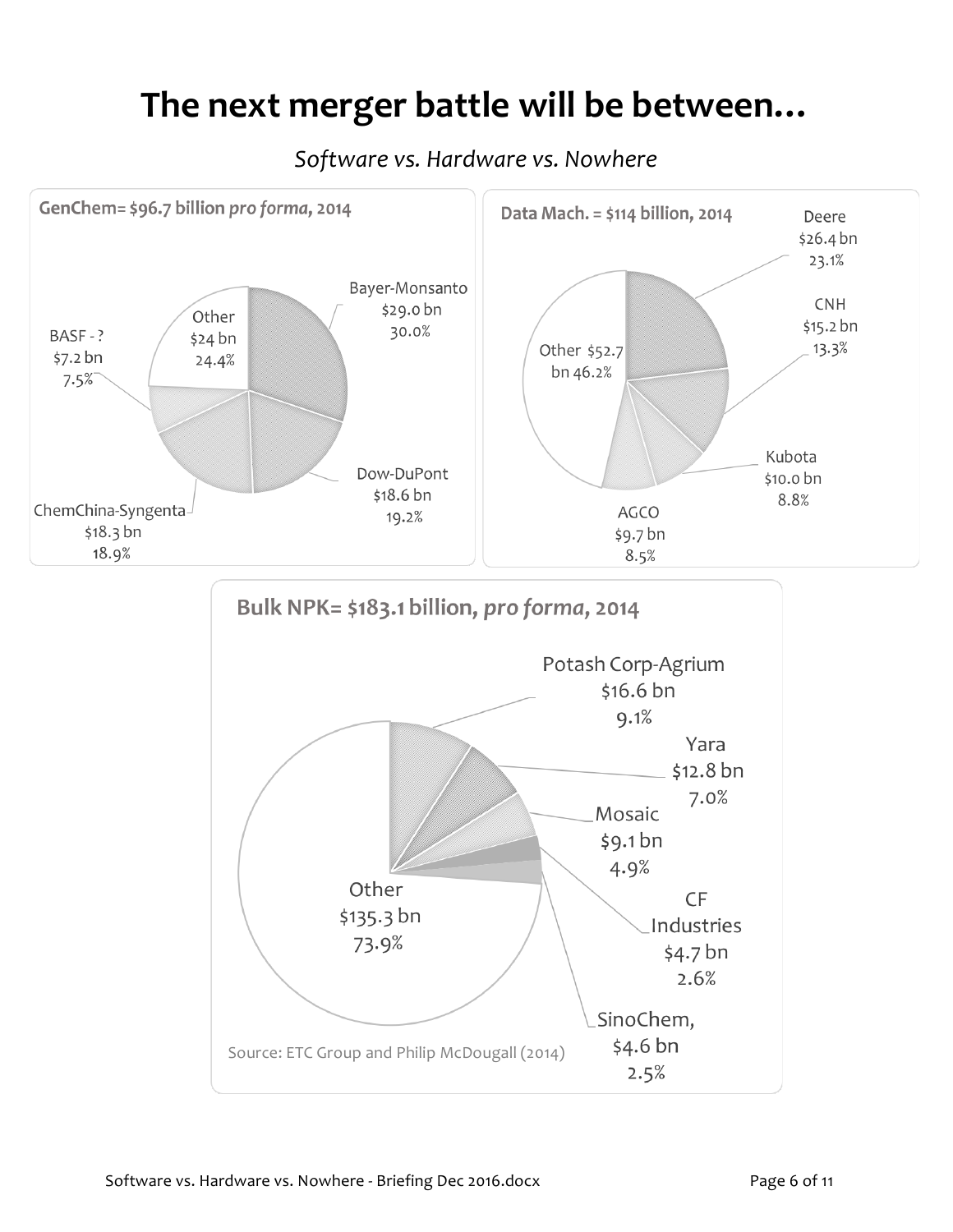# The next merger battle will be between…

*Software vs. Hardware vs. Nowhere*

**GenChem= $96.7 billion *pro forma*, 2014**

| Company | Value | Share |
| --- | --- | --- |
| Bayer-Monsanto | $29.0 bn | 30.0% |
| Dow-DuPont | $18.6 bn | 19.2% |
| ChemChina-Syngenta | $18.3 bn | 18.9% |
| BASF - ? | $7.2 bn | 7.5% |
| Other | $24 bn | 24.4% |

**Data Mach. = $114 billion, 2014**

| Company | Value | Share |
| --- | --- | --- |
| Deere | $26.4 bn | 23.1% |
| CNH | $15.2 bn | 13.3% |
| Kubota | $10.0 bn | 8.8% |
| AGCO | $9.7 bn | 8.5% |
| Other | $52.7 bn | 46.2% |

**Bulk NPK= $183.1 billion, *pro forma*, 2014**

| Company | Value | Share |
| --- | --- | --- |
| Potash Corp-Agrium | $16.6 bn | 9.1% |
| Yara | $12.8 bn | 7.0% |
| Mosaic | $9.1 bn | 4.9% |
| CF Industries | $4.7 bn | 2.6% |
| SinoChem, | $4.6 bn | 2.5% |
| Other | $135.3 bn | 73.9% |

Source: ETC Group and Philip McDougall (2014)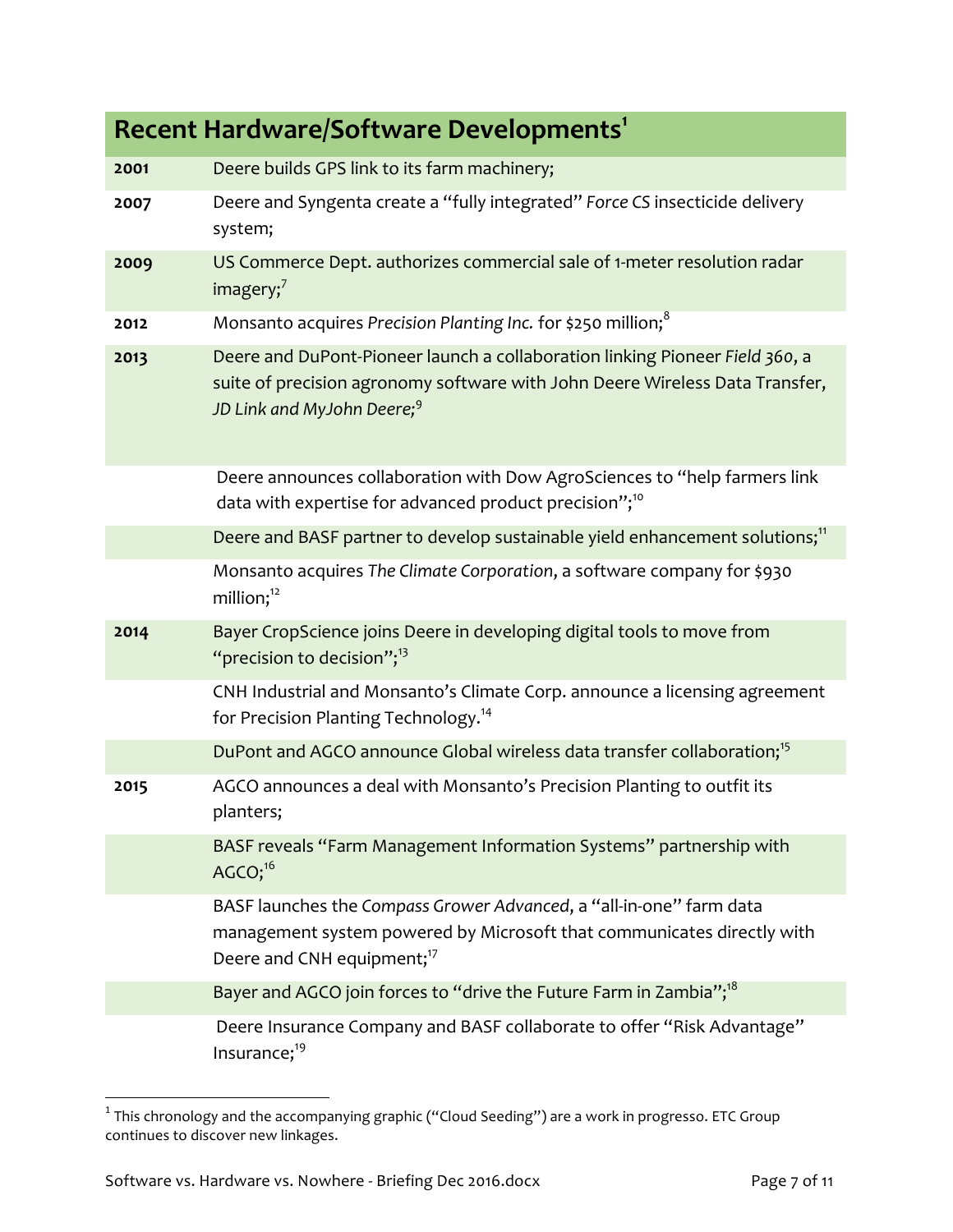| Recent Hardware/Software Developments[1] | |
|---|---|
| 2001 | Deere builds GPS link to its farm machinery; |
| 2007 | Deere and Syngenta create a "fully integrated" *Force CS* insecticide delivery system; |
| 2009 | US Commerce Dept. authorizes commercial sale of 1-meter resolution radar imagery;[7] |
| 2012 | Monsanto acquires *Precision Planting Inc.* for $250 million;[8] |
| 2013 | Deere and DuPont-Pioneer launch a collaboration linking Pioneer *Field 360*, a suite of precision agronomy software with John Deere Wireless Data Transfer, *JD Link and MyJohn Deere;*[9] |
| | Deere announces collaboration with Dow AgroSciences to "help farmers link data with expertise for advanced product precision";[10] |
| | Deere and BASF partner to develop sustainable yield enhancement solutions;[11] |
| | Monsanto acquires *The Climate Corporation*, a software company for $930 million;[12] |
| 2014 | Bayer CropScience joins Deere in developing digital tools to move from "precision to decision";[13] |
| | CNH Industrial and Monsanto's Climate Corp. announce a licensing agreement for Precision Planting Technology.[14] |
| | DuPont and AGCO announce Global wireless data transfer collaboration;[15] |
| 2015 | AGCO announces a deal with Monsanto's Precision Planting to outfit its planters; |
| | BASF reveals "Farm Management Information Systems" partnership with AGCO;[16] |
| | BASF launches the *Compass Grower Advanced*, a "all-in-one" farm data management system powered by Microsoft that communicates directly with Deere and CNH equipment;[17] |
| | Bayer and AGCO join forces to "drive the Future Farm in Zambia";[18] |
| | Deere Insurance Company and BASF collaborate to offer "Risk Advantage" Insurance;[19] |

[1] This chronology and the accompanying graphic ("Cloud Seeding") are a work in progresso. ETC Group continues to discover new linkages.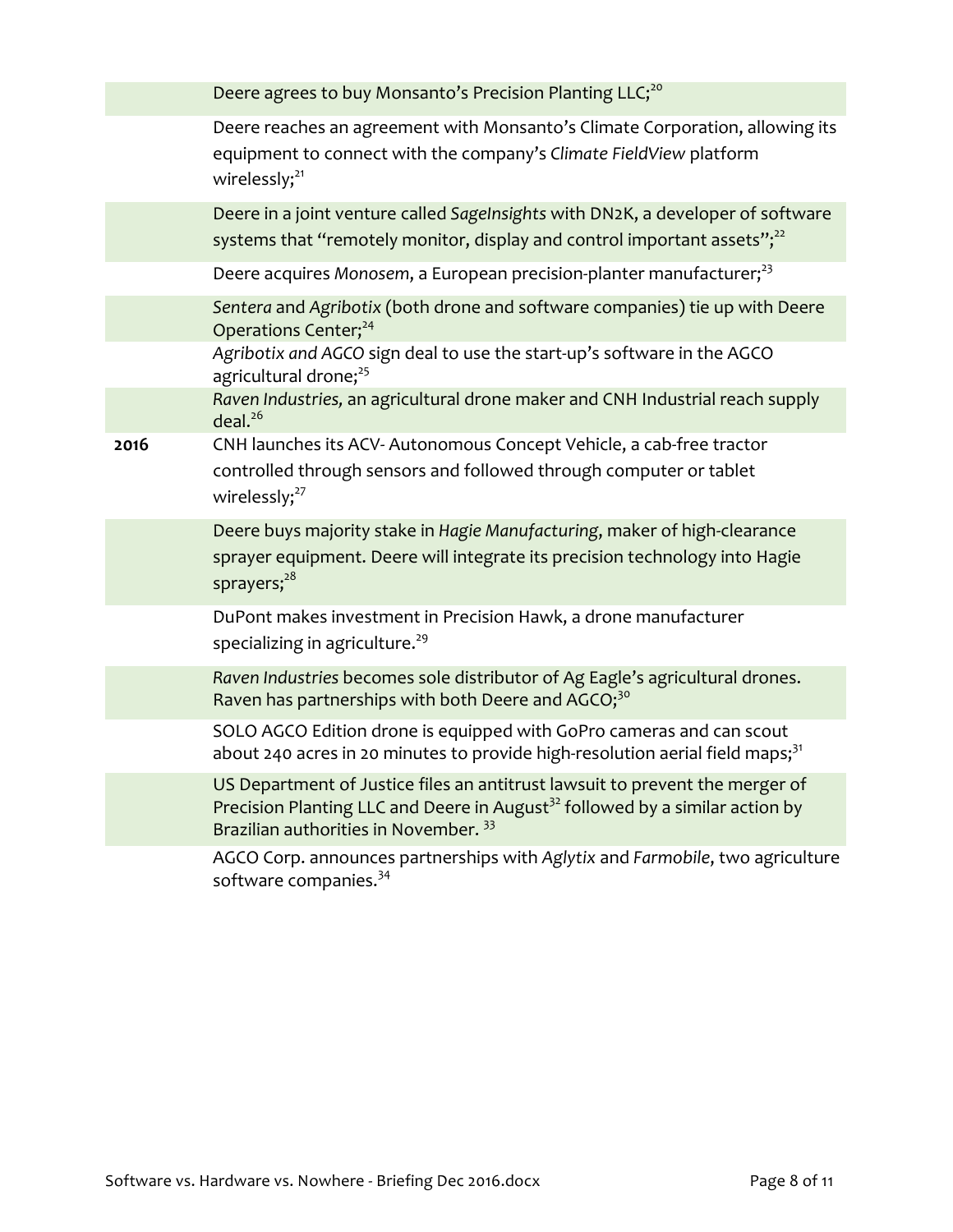| | |
|---|---|
| | Deere agrees to buy Monsanto's Precision Planting LLC;[20] |
| | Deere reaches an agreement with Monsanto's Climate Corporation, allowing its equipment to connect with the company's *Climate FieldView* platform wirelessly;[21] |
| | Deere in a joint venture called *SageInsights* with DN2K, a developer of software systems that "remotely monitor, display and control important assets";[22] |
| | Deere acquires *Monosem*, a European precision-planter manufacturer;[23] |
| | *Sentera* and *Agribotix* (both drone and software companies) tie up with Deere Operations Center;[24] |
| | *Agribotix and AGCO* sign deal to use the start-up's software in the AGCO agricultural drone;[25] |
| | *Raven Industries,* an agricultural drone maker and CNH Industrial reach supply deal.[26] |
| **2016** | CNH launches its ACV- Autonomous Concept Vehicle, a cab-free tractor controlled through sensors and followed through computer or tablet wirelessly;[27] |
| | Deere buys majority stake in *Hagie Manufacturing*, maker of high-clearance sprayer equipment. Deere will integrate its precision technology into Hagie sprayers;[28] |
| | DuPont makes investment in Precision Hawk, a drone manufacturer specializing in agriculture.[29] |
| | *Raven Industries* becomes sole distributor of Ag Eagle's agricultural drones. Raven has partnerships with both Deere and AGCO;[30] |
| | SOLO AGCO Edition drone is equipped with GoPro cameras and can scout about 240 acres in 20 minutes to provide high-resolution aerial field maps;[31] |
| | US Department of Justice files an antitrust lawsuit to prevent the merger of Precision Planting LLC and Deere in August[32] followed by a similar action by Brazilian authorities in November. [33] |
| | AGCO Corp. announces partnerships with *Aglytix* and *Farmobile*, two agriculture software companies.[34] |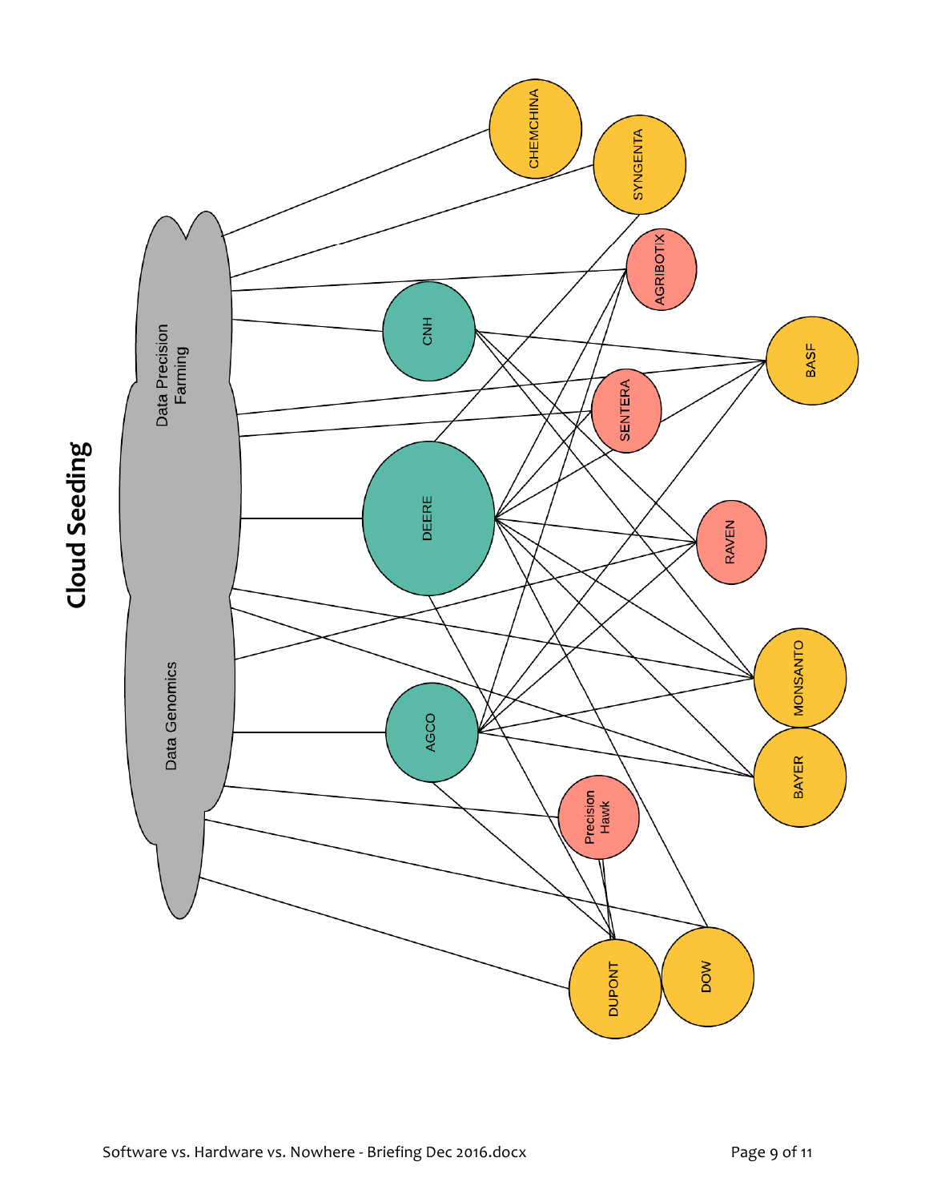# Cloud Seeding

Data Precision Farming

Data Genomics

CHEMCHINA

SYNGENTA

AGRIBOTIX

CNH

BASF

SENTERA

DEERE

RAVEN

MONSANTO

AGCO

BAYER

Precision Hawk

DUPONT

DOW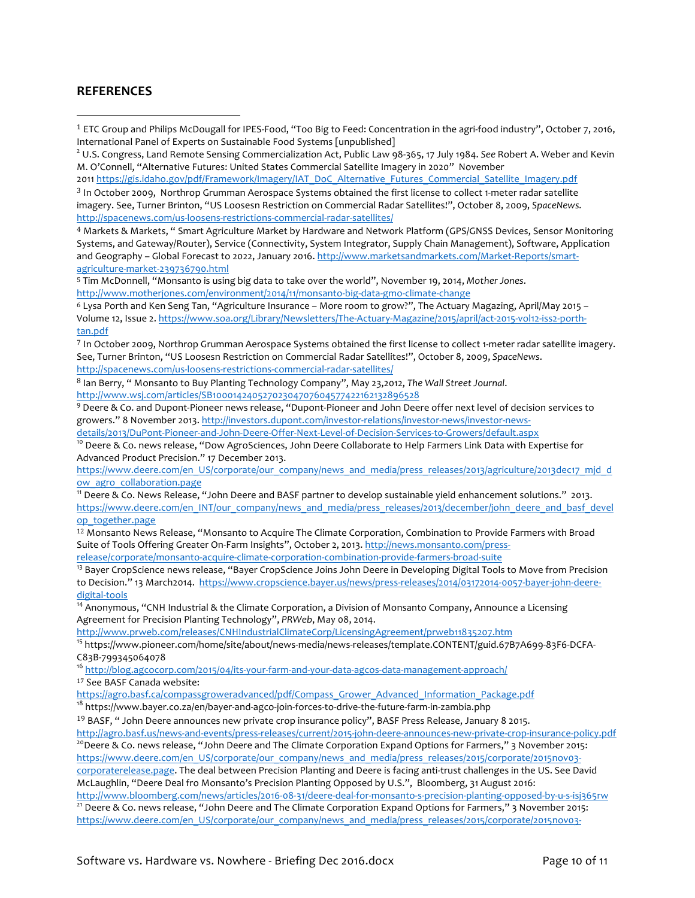## REFERENCES

[1] ETC Group and Philips McDougall for IPES-Food, "Too Big to Feed: Concentration in the agri-food industry", October 7, 2016, International Panel of Experts on Sustainable Food Systems [unpublished]

[2] U.S. Congress, Land Remote Sensing Commercialization Act, Public Law 98-365, 17 July 1984. *See* Robert A. Weber and Kevin M. O'Connell, "Alternative Futures: United States Commercial Satellite Imagery in 2020" November 2011 https://gis.idaho.gov/pdf/Framework/Imagery/IAT_DoC_Alternative_Futures_Commercial_Satellite_Imagery.pdf

[3] In October 2009, Northrop Grumman Aerospace Systems obtained the first license to collect 1-meter radar satellite imagery. See, Turner Brinton, "US Loosesn Restriction on Commercial Radar Satellites!", October 8, 2009, *SpaceNews.* http://spacenews.com/us-loosens-restrictions-commercial-radar-satellites/

[4] Markets & Markets, " Smart Agriculture Market by Hardware and Network Platform (GPS/GNSS Devices, Sensor Monitoring Systems, and Gateway/Router), Service (Connectivity, System Integrator, Supply Chain Management), Software, Application and Geography – Global Forecast to 2022, January 2016. http://www.marketsandmarkets.com/Market-Reports/smart-agriculture-market-239736790.html

[5] Tim McDonnell, "Monsanto is using big data to take over the world", November 19, 2014, *Mother Jones*. http://www.motherjones.com/environment/2014/11/monsanto-big-data-gmo-climate-change

[6] Lysa Porth and Ken Seng Tan, "Agriculture Insurance – More room to grow?", The Actuary Magazing, April/May 2015 – Volume 12, Issue 2. https://www.soa.org/Library/Newsletters/The-Actuary-Magazine/2015/april/act-2015-vol12-iss2-porth-tan.pdf

[7] In October 2009, Northrop Grumman Aerospace Systems obtained the first license to collect 1-meter radar satellite imagery. See, Turner Brinton, "US Loosesn Restriction on Commercial Radar Satellites!", October 8, 2009, *SpaceNews*. http://spacenews.com/us-loosens-restrictions-commercial-radar-satellites/

[8] Ian Berry, " Monsanto to Buy Planting Technology Company", May 23,2012, *The Wall Street Journal*. http://www.wsj.com/articles/SB10001424052702304707604577422162132896528

[9] Deere & Co. and Dupont-Pioneer news release, "Dupont-Pioneer and John Deere offer next level of decision services to growers." 8 November 2013. http://investors.dupont.com/investor-relations/investor-news/investor-news-details/2013/DuPont-Pioneer-and-John-Deere-Offer-Next-Level-of-Decision-Services-to-Growers/default.aspx

[10] Deere & Co. news release, "Dow AgroSciences, John Deere Collaborate to Help Farmers Link Data with Expertise for Advanced Product Precision." 17 December 2013. https://www.deere.com/en_US/corporate/our_company/news_and_media/press_releases/2013/agriculture/2013dec17_mjd_dow_agro_collaboration.page

[11] Deere & Co. News Release, "John Deere and BASF partner to develop sustainable yield enhancement solutions." 2013. https://www.deere.com/en_INT/our_company/news_and_media/press_releases/2013/december/john_deere_and_basf_develop_together.page

[12] Monsanto News Release, "Monsanto to Acquire The Climate Corporation, Combination to Provide Farmers with Broad Suite of Tools Offering Greater On-Farm Insights", October 2, 2013. http://news.monsanto.com/press-release/corporate/monsanto-acquire-climate-corporation-combination-provide-farmers-broad-suite

[13] Bayer CropScience news release, "Bayer CropScience Joins John Deere in Developing Digital Tools to Move from Precision to Decision." 13 March2014. https://www.cropscience.bayer.us/news/press-releases/2014/03172014-0057-bayer-john-deere-digital-tools

[14] Anonymous, "CNH Industrial & the Climate Corporation, a Division of Monsanto Company, Announce a Licensing Agreement for Precision Planting Technology", *PRWeb*, May 08, 2014. http://www.prweb.com/releases/CNHIndustrialClimateCorp/LicensingAgreement/prweb11835207.htm

[15] https://www.pioneer.com/home/site/about/news-media/news-releases/template.CONTENT/guid.67B7A699-83F6-DCFA-C83B-799345064078

[16] http://blog.agcocorp.com/2015/04/its-your-farm-and-your-data-agcos-data-management-approach/

[17] See BASF Canada website: https://agro.basf.ca/compassgroweradvanced/pdf/Compass_Grower_Advanced_Information_Package.pdf

[18] https://www.bayer.co.za/en/bayer-and-agco-join-forces-to-drive-the-future-farm-in-zambia.php

[19] BASF, " John Deere announces new private crop insurance policy", BASF Press Release, January 8 2015. http://agro.basf.us/news-and-events/press-releases/current/2015-john-deere-announces-new-private-crop-insurance-policy.pdf

[20] Deere & Co. news release, "John Deere and The Climate Corporation Expand Options for Farmers," 3 November 2015: https://www.deere.com/en_US/corporate/our_company/news_and_media/press_releases/2015/corporate/2015nov03-corporaterelease.page. The deal between Precision Planting and Deere is facing anti-trust challenges in the US. See David McLaughlin, "Deere Deal fro Monsanto's Precision Planting Opposed by U.S.", Bloomberg, 31 August 2016: http://www.bloomberg.com/news/articles/2016-08-31/deere-deal-for-monsanto-s-precision-planting-opposed-by-u-s-isj365rw

[21] Deere & Co. news release, "John Deere and The Climate Corporation Expand Options for Farmers," 3 November 2015: https://www.deere.com/en_US/corporate/our_company/news_and_media/press_releases/2015/corporate/2015nov03-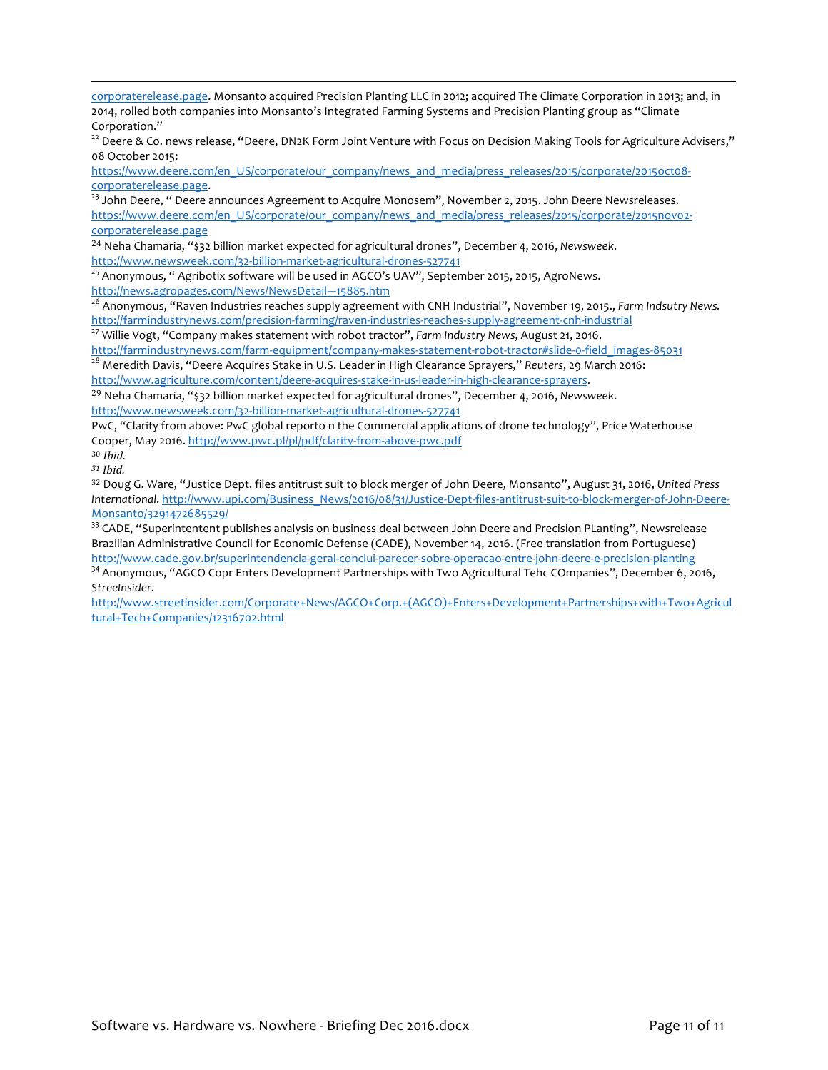corporaterelease.page. Monsanto acquired Precision Planting LLC in 2012; acquired The Climate Corporation in 2013; and, in 2014, rolled both companies into Monsanto's Integrated Farming Systems and Precision Planting group as "Climate Corporation."

[22] Deere & Co. news release, "Deere, DN2K Form Joint Venture with Focus on Decision Making Tools for Agriculture Advisers," 08 October 2015: https://www.deere.com/en_US/corporate/our_company/news_and_media/press_releases/2015/corporate/2015oct08-corporaterelease.page.

[23] John Deere, " Deere announces Agreement to Acquire Monosem", November 2, 2015. John Deere Newsreleases. https://www.deere.com/en_US/corporate/our_company/news_and_media/press_releases/2015/corporate/2015nov02-corporaterelease.page

[24] Neha Chamaria, "$32 billion market expected for agricultural drones", December 4, 2016, *Newsweek*. http://www.newsweek.com/32-billion-market-agricultural-drones-527741

[25] Anonymous, " Agribotix software will be used in AGCO's UAV", September 2015, 2015, AgroNews. http://news.agropages.com/News/NewsDetail---15885.htm

[26] Anonymous, "Raven Industries reaches supply agreement with CNH Industrial", November 19, 2015., *Farm Indsutry News.* http://farmindustrynews.com/precision-farming/raven-industries-reaches-supply-agreement-cnh-industrial

[27] Willie Vogt, "Company makes statement with robot tractor", *Farm Industry News*, August 21, 2016. http://farmindustrynews.com/farm-equipment/company-makes-statement-robot-tractor#slide-0-field_images-85031

[28] Meredith Davis, "Deere Acquires Stake in U.S. Leader in High Clearance Sprayers," *Reuters*, 29 March 2016: http://www.agriculture.com/content/deere-acquires-stake-in-us-leader-in-high-clearance-sprayers.

[29] Neha Chamaria, "$32 billion market expected for agricultural drones", December 4, 2016, *Newsweek*. http://www.newsweek.com/32-billion-market-agricultural-drones-527741
PwC, "Clarity from above: PwC global reporto n the Commercial applications of drone technology", Price Waterhouse Cooper, May 2016. http://www.pwc.pl/pl/pdf/clarity-from-above-pwc.pdf

[30] *Ibid.*

[31] *Ibid.*

[32] Doug G. Ware, "Justice Dept. files antitrust suit to block merger of John Deere, Monsanto", August 31, 2016, *United Press International*. http://www.upi.com/Business_News/2016/08/31/Justice-Dept-files-antitrust-suit-to-block-merger-of-John-Deere-Monsanto/3291472685529/

[33] CADE, "Superintentent publishes analysis on business deal between John Deere and Precision PLanting", Newsrelease Brazilian Administrative Council for Economic Defense (CADE), November 14, 2016. (Free translation from Portuguese) http://www.cade.gov.br/superintendencia-geral-conclui-parecer-sobre-operacao-entre-john-deere-e-precision-planting

[34] Anonymous, "AGCO Copr Enters Development Partnerships with Two Agricultural Tehc COmpanies", December 6, 2016, *StreeInsider*. http://www.streetinsider.com/Corporate+News/AGCO+Corp.+(AGCO)+Enters+Development+Partnerships+with+Two+Agricultural+Tech+Companies/12316702.html